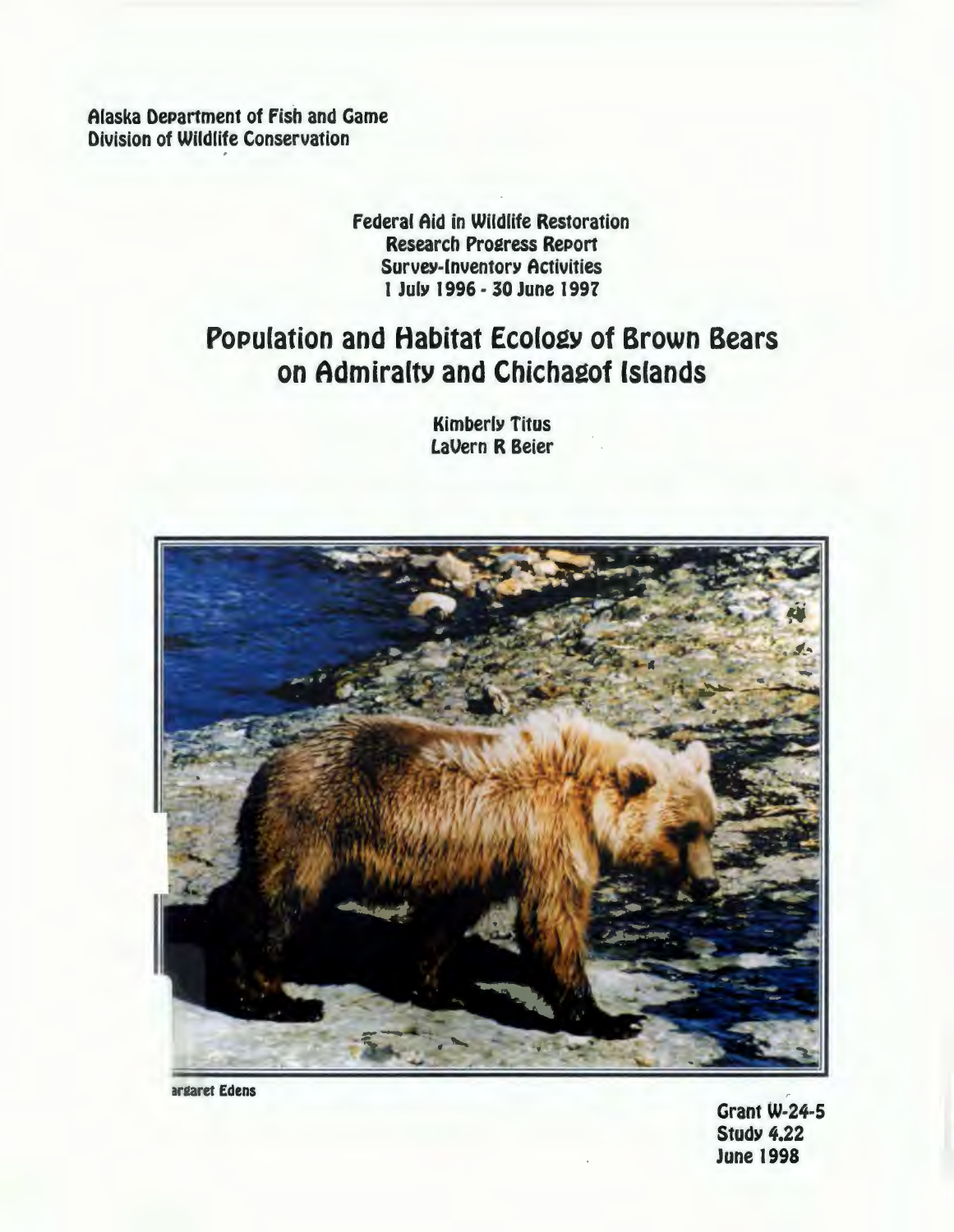Alaska Department of Fish and Game
Division of Wildlife Conservation

Federal Aid in Wildlife Restoration
Research Progress Report
Survey-Inventory Activities
1 July 1996 - 30 June 1997

# Population and Habitat Ecology of Brown Bears on Admiralty and Chichagof Islands

Kimberly Titus
LaVern R Beier

argaret Edens

Grant W-24-5
Study 4.22
June 1998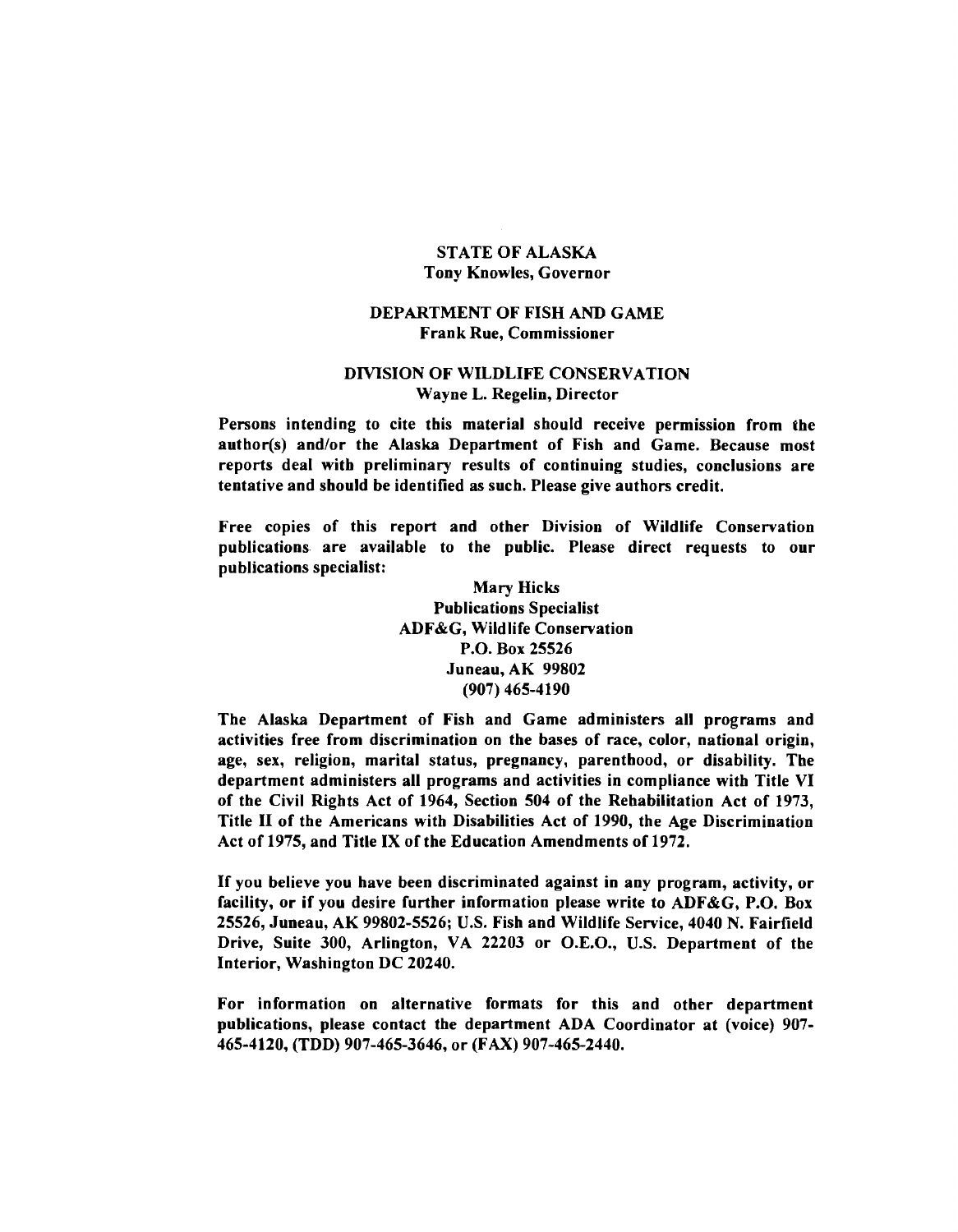**STATE OF ALASKA**
**Tony Knowles, Governor**

**DEPARTMENT OF FISH AND GAME**
**Frank Rue, Commissioner**

**DIVISION OF WILDLIFE CONSERVATION**
**Wayne L. Regelin, Director**

**Persons intending to cite this material should receive permission from the author(s) and/or the Alaska Department of Fish and Game. Because most reports deal with preliminary results of continuing studies, conclusions are tentative and should be identified as such. Please give authors credit.**

**Free copies of this report and other Division of Wildlife Conservation publications are available to the public. Please direct requests to our publications specialist:**

**Mary Hicks**
**Publications Specialist**
**ADF&G, Wildlife Conservation**
**P.O. Box 25526**
**Juneau, AK 99802**
**(907) 465-4190**

**The Alaska Department of Fish and Game administers all programs and activities free from discrimination on the bases of race, color, national origin, age, sex, religion, marital status, pregnancy, parenthood, or disability. The department administers all programs and activities in compliance with Title VI of the Civil Rights Act of 1964, Section 504 of the Rehabilitation Act of 1973, Title II of the Americans with Disabilities Act of 1990, the Age Discrimination Act of 1975, and Title IX of the Education Amendments of 1972.**

**If you believe you have been discriminated against in any program, activity, or facility, or if you desire further information please write to ADF&G, P.O. Box 25526, Juneau, AK 99802-5526; U.S. Fish and Wildlife Service, 4040 N. Fairfield Drive, Suite 300, Arlington, VA 22203 or O.E.O., U.S. Department of the Interior, Washington DC 20240.**

**For information on alternative formats for this and other department publications, please contact the department ADA Coordinator at (voice) 907-465-4120, (TDD) 907-465-3646, or (FAX) 907-465-2440.**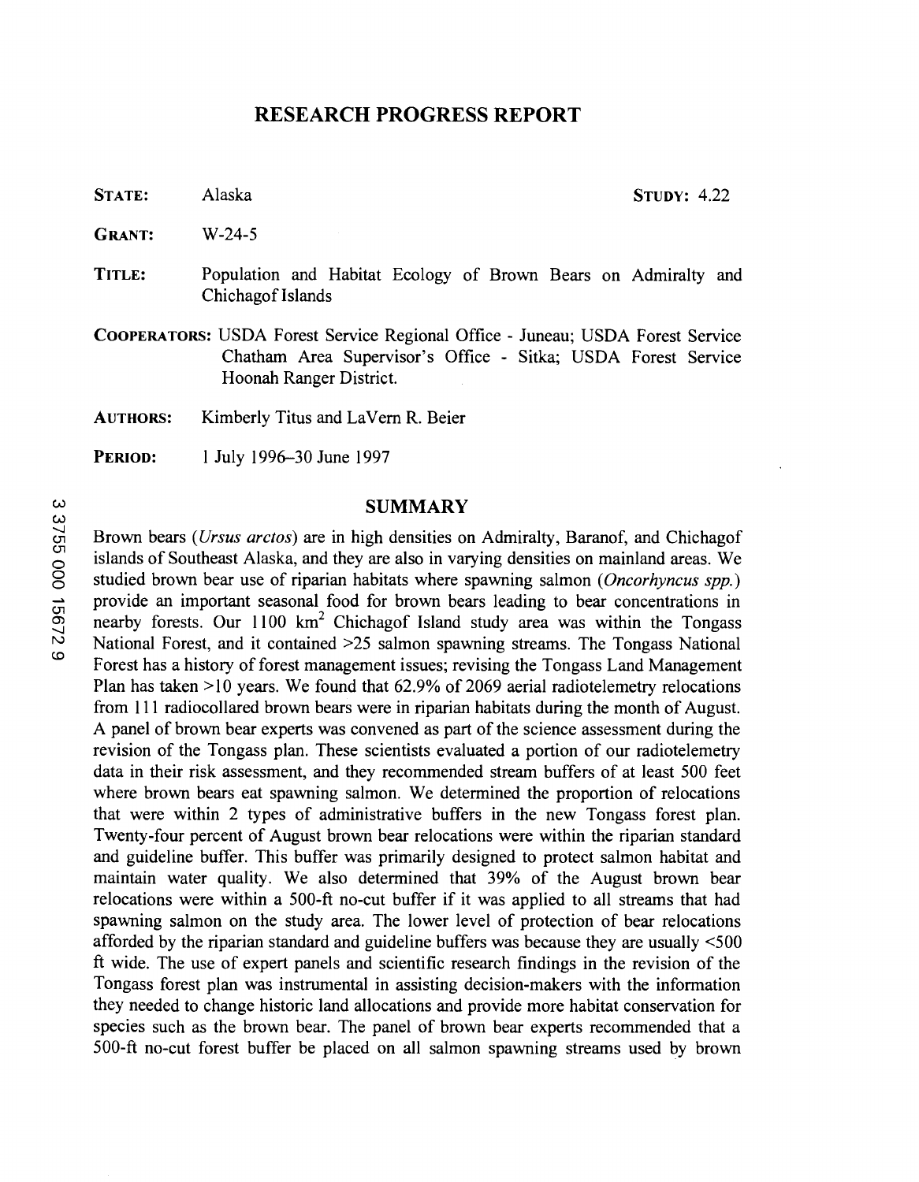# RESEARCH PROGRESS REPORT

**STATE:** Alaska **STUDY:** 4.22

**GRANT:** W-24-5

**TITLE:** Population and Habitat Ecology of Brown Bears on Admiralty and Chichagof Islands

**COOPERATORS:** USDA Forest Service Regional Office - Juneau; USDA Forest Service Chatham Area Supervisor's Office - Sitka; USDA Forest Service Hoonah Ranger District.

**AUTHORS:** Kimberly Titus and LaVern R. Beier

**PERIOD:** 1 July 1996–30 June 1997

## SUMMARY

Brown bears (*Ursus arctos*) are in high densities on Admiralty, Baranof, and Chichagof islands of Southeast Alaska, and they are also in varying densities on mainland areas. We studied brown bear use of riparian habitats where spawning salmon (*Oncorhyncus spp.*) provide an important seasonal food for brown bears leading to bear concentrations in nearby forests. Our 1100 km$^2$ Chichagof Island study area was within the Tongass National Forest, and it contained >25 salmon spawning streams. The Tongass National Forest has a history of forest management issues; revising the Tongass Land Management Plan has taken >10 years. We found that 62.9% of 2069 aerial radiotelemetry relocations from 111 radiocollared brown bears were in riparian habitats during the month of August. A panel of brown bear experts was convened as part of the science assessment during the revision of the Tongass plan. These scientists evaluated a portion of our radiotelemetry data in their risk assessment, and they recommended stream buffers of at least 500 feet where brown bears eat spawning salmon. We determined the proportion of relocations that were within 2 types of administrative buffers in the new Tongass forest plan. Twenty-four percent of August brown bear relocations were within the riparian standard and guideline buffer. This buffer was primarily designed to protect salmon habitat and maintain water quality. We also determined that 39% of the August brown bear relocations were within a 500-ft no-cut buffer if it was applied to all streams that had spawning salmon on the study area. The lower level of protection of bear relocations afforded by the riparian standard and guideline buffers was because they are usually <500 ft wide. The use of expert panels and scientific research findings in the revision of the Tongass forest plan was instrumental in assisting decision-makers with the information they needed to change historic land allocations and provide more habitat conservation for species such as the brown bear. The panel of brown bear experts recommended that a 500-ft no-cut forest buffer be placed on all salmon spawning streams used by brown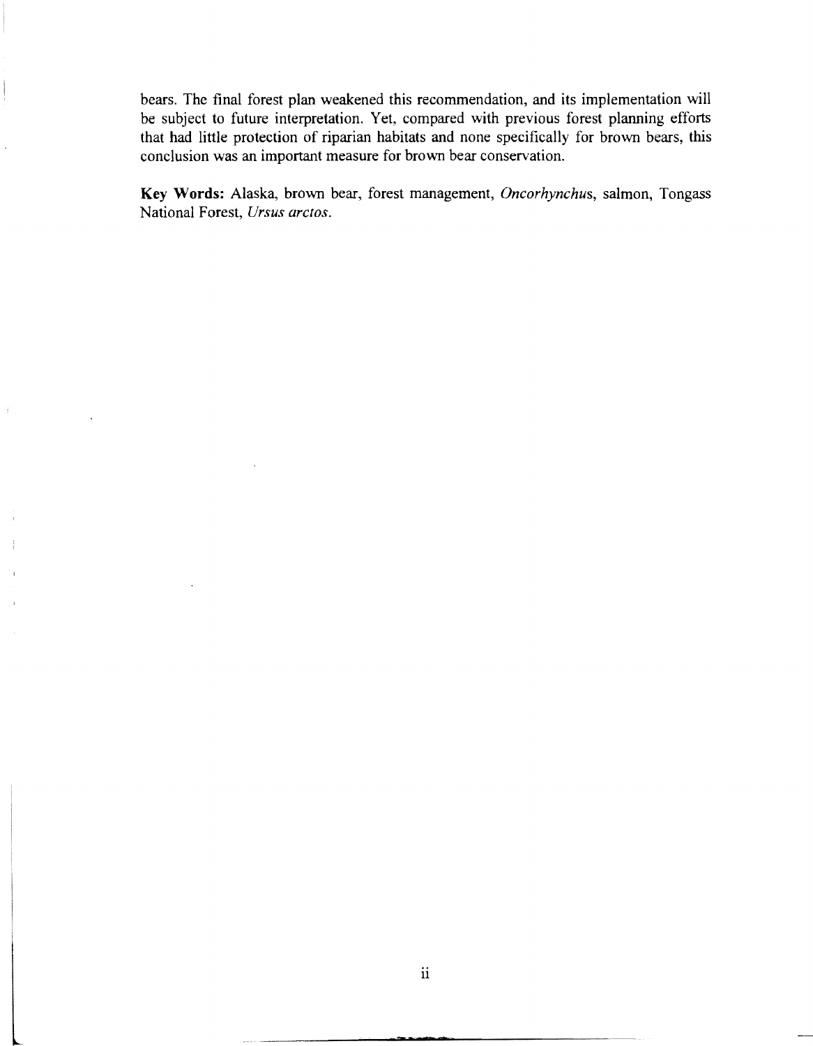bears. The final forest plan weakened this recommendation, and its implementation will be subject to future interpretation. Yet, compared with previous forest planning efforts that had little protection of riparian habitats and none specifically for brown bears, this conclusion was an important measure for brown bear conservation.

**Key Words:** Alaska, brown bear, forest management, *Oncorhynchus*, salmon, Tongass National Forest, *Ursus arctos*.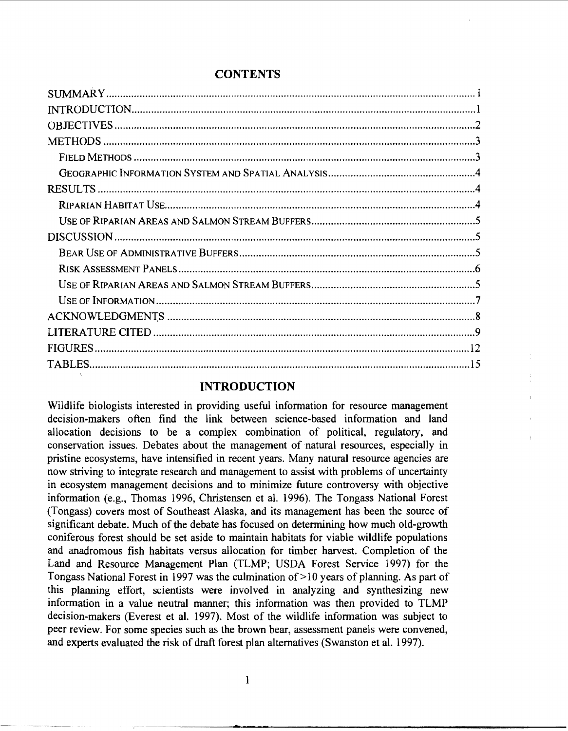## CONTENTS

SUMMARY .......... i
INTRODUCTION .......... 1
OBJECTIVES .......... 2
METHODS .......... 3
- FIELD METHODS .......... 3
- GEOGRAPHIC INFORMATION SYSTEM AND SPATIAL ANALYSIS .......... 4

RESULTS .......... 4
- RIPARIAN HABITAT USE .......... 4
- USE OF RIPARIAN AREAS AND SALMON STREAM BUFFERS .......... 5

DISCUSSION .......... 5
- BEAR USE OF ADMINISTRATIVE BUFFERS .......... 5
- RISK ASSESSMENT PANELS .......... 6
- USE OF RIPARIAN AREAS AND SALMON STREAM BUFFERS .......... 5
- USE OF INFORMATION .......... 7

ACKNOWLEDGMENTS .......... 8
LITERATURE CITED .......... 9
FIGURES .......... 12
TABLES .......... 15

## INTRODUCTION

Wildlife biologists interested in providing useful information for resource management decision-makers often find the link between science-based information and land allocation decisions to be a complex combination of political, regulatory, and conservation issues. Debates about the management of natural resources, especially in pristine ecosystems, have intensified in recent years. Many natural resource agencies are now striving to integrate research and management to assist with problems of uncertainty in ecosystem management decisions and to minimize future controversy with objective information (e.g., Thomas 1996, Christensen et al. 1996). The Tongass National Forest (Tongass) covers most of Southeast Alaska, and its management has been the source of significant debate. Much of the debate has focused on determining how much old-growth coniferous forest should be set aside to maintain habitats for viable wildlife populations and anadromous fish habitats versus allocation for timber harvest. Completion of the Land and Resource Management Plan (TLMP; USDA Forest Service 1997) for the Tongass National Forest in 1997 was the culmination of >10 years of planning. As part of this planning effort, scientists were involved in analyzing and synthesizing new information in a value neutral manner; this information was then provided to TLMP decision-makers (Everest et al. 1997). Most of the wildlife information was subject to peer review. For some species such as the brown bear, assessment panels were convened, and experts evaluated the risk of draft forest plan alternatives (Swanston et al. 1997).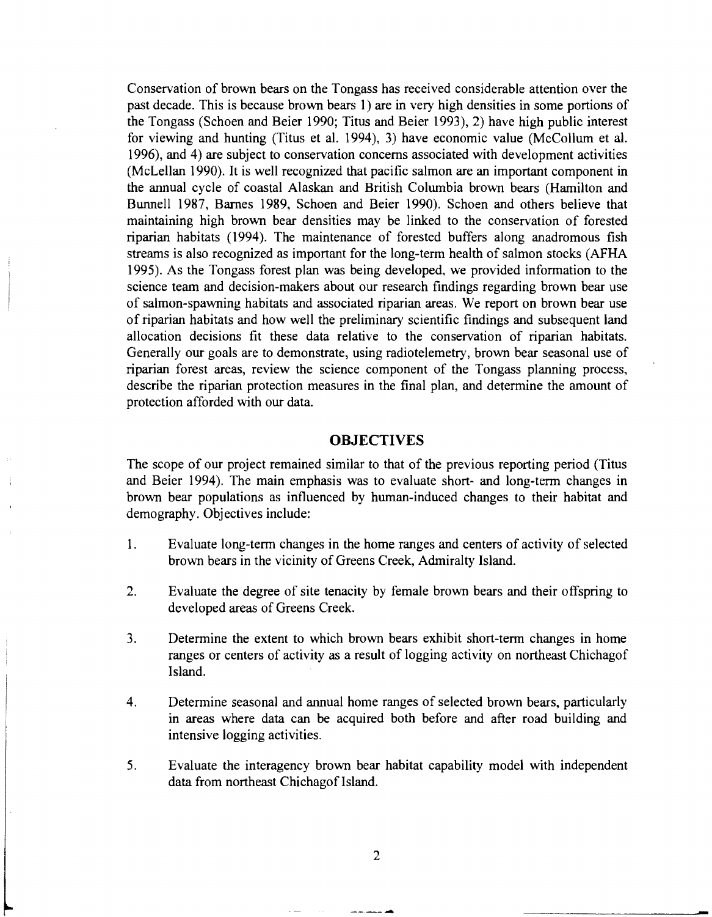Conservation of brown bears on the Tongass has received considerable attention over the past decade. This is because brown bears 1) are in very high densities in some portions of the Tongass (Schoen and Beier 1990; Titus and Beier 1993), 2) have high public interest for viewing and hunting (Titus et al. 1994), 3) have economic value (McCollum et al. 1996), and 4) are subject to conservation concerns associated with development activities (McLellan 1990). It is well recognized that pacific salmon are an important component in the annual cycle of coastal Alaskan and British Columbia brown bears (Hamilton and Bunnell 1987, Barnes 1989, Schoen and Beier 1990). Schoen and others believe that maintaining high brown bear densities may be linked to the conservation of forested riparian habitats (1994). The maintenance of forested buffers along anadromous fish streams is also recognized as important for the long-term health of salmon stocks (AFHA 1995). As the Tongass forest plan was being developed, we provided information to the science team and decision-makers about our research findings regarding brown bear use of salmon-spawning habitats and associated riparian areas. We report on brown bear use of riparian habitats and how well the preliminary scientific findings and subsequent land allocation decisions fit these data relative to the conservation of riparian habitats. Generally our goals are to demonstrate, using radiotelemetry, brown bear seasonal use of riparian forest areas, review the science component of the Tongass planning process, describe the riparian protection measures in the final plan, and determine the amount of protection afforded with our data.

## OBJECTIVES

The scope of our project remained similar to that of the previous reporting period (Titus and Beier 1994). The main emphasis was to evaluate short- and long-term changes in brown bear populations as influenced by human-induced changes to their habitat and demography. Objectives include:

1. Evaluate long-term changes in the home ranges and centers of activity of selected brown bears in the vicinity of Greens Creek, Admiralty Island.

2. Evaluate the degree of site tenacity by female brown bears and their offspring to developed areas of Greens Creek.

3. Determine the extent to which brown bears exhibit short-term changes in home ranges or centers of activity as a result of logging activity on northeast Chichagof Island.

4. Determine seasonal and annual home ranges of selected brown bears, particularly in areas where data can be acquired both before and after road building and intensive logging activities.

5. Evaluate the interagency brown bear habitat capability model with independent data from northeast Chichagof Island.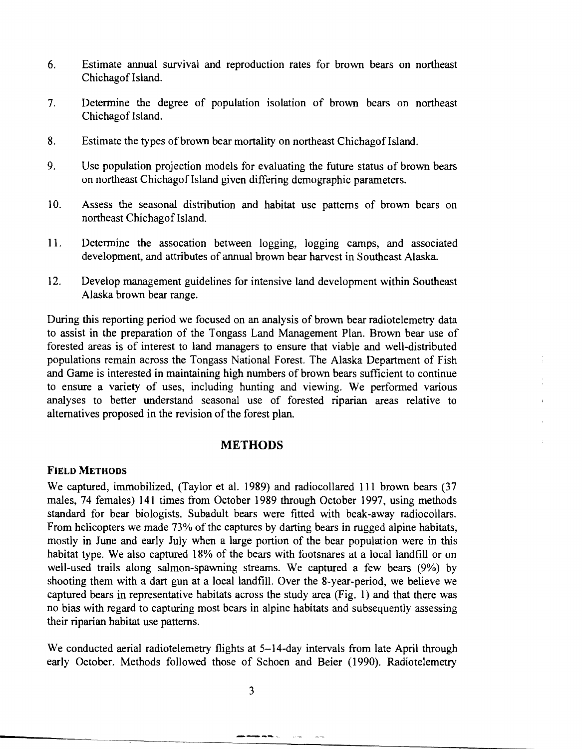6. Estimate annual survival and reproduction rates for brown bears on northeast Chichagof Island.

7. Determine the degree of population isolation of brown bears on northeast Chichagof Island.

8. Estimate the types of brown bear mortality on northeast Chichagof Island.

9. Use population projection models for evaluating the future status of brown bears on northeast Chichagof Island given differing demographic parameters.

10. Assess the seasonal distribution and habitat use patterns of brown bears on northeast Chichagof Island.

11. Determine the assocation between logging, logging camps, and associated development, and attributes of annual brown bear harvest in Southeast Alaska.

12. Develop management guidelines for intensive land development within Southeast Alaska brown bear range.

During this reporting period we focused on an analysis of brown bear radiotelemetry data to assist in the preparation of the Tongass Land Management Plan. Brown bear use of forested areas is of interest to land managers to ensure that viable and well-distributed populations remain across the Tongass National Forest. The Alaska Department of Fish and Game is interested in maintaining high numbers of brown bears sufficient to continue to ensure a variety of uses, including hunting and viewing. We performed various analyses to better understand seasonal use of forested riparian areas relative to alternatives proposed in the revision of the forest plan.

## METHODS

### FIELD METHODS

We captured, immobilized, (Taylor et al. 1989) and radiocollared 111 brown bears (37 males, 74 females) 141 times from October 1989 through October 1997, using methods standard for bear biologists. Subadult bears were fitted with beak-away radiocollars. From helicopters we made 73% of the captures by darting bears in rugged alpine habitats, mostly in June and early July when a large portion of the bear population were in this habitat type. We also captured 18% of the bears with footsnares at a local landfill or on well-used trails along salmon-spawning streams. We captured a few bears (9%) by shooting them with a dart gun at a local landfill. Over the 8-year-period, we believe we captured bears in representative habitats across the study area (Fig. 1) and that there was no bias with regard to capturing most bears in alpine habitats and subsequently assessing their riparian habitat use patterns.

We conducted aerial radiotelemetry flights at 5–14-day intervals from late April through early October. Methods followed those of Schoen and Beier (1990). Radiotelemetry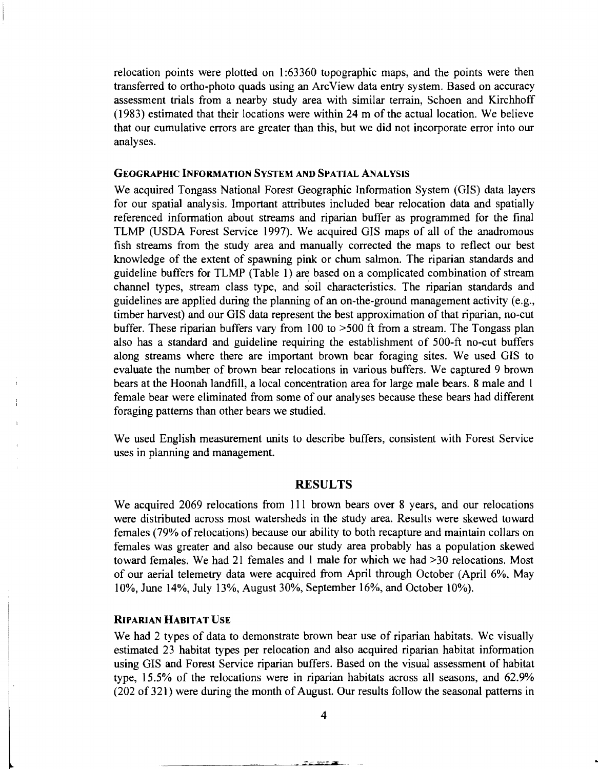relocation points were plotted on 1:63360 topographic maps, and the points were then transferred to ortho-photo quads using an ArcView data entry system. Based on accuracy assessment trials from a nearby study area with similar terrain, Schoen and Kirchhoff (1983) estimated that their locations were within 24 m of the actual location. We believe that our cumulative errors are greater than this, but we did not incorporate error into our analyses.

### Geographic Information System and Spatial Analysis

We acquired Tongass National Forest Geographic Information System (GIS) data layers for our spatial analysis. Important attributes included bear relocation data and spatially referenced information about streams and riparian buffer as programmed for the final TLMP (USDA Forest Service 1997). We acquired GIS maps of all of the anadromous fish streams from the study area and manually corrected the maps to reflect our best knowledge of the extent of spawning pink or chum salmon. The riparian standards and guideline buffers for TLMP (Table 1) are based on a complicated combination of stream channel types, stream class type, and soil characteristics. The riparian standards and guidelines are applied during the planning of an on-the-ground management activity (e.g., timber harvest) and our GIS data represent the best approximation of that riparian, no-cut buffer. These riparian buffers vary from 100 to >500 ft from a stream. The Tongass plan also has a standard and guideline requiring the establishment of 500-ft no-cut buffers along streams where there are important brown bear foraging sites. We used GIS to evaluate the number of brown bear relocations in various buffers. We captured 9 brown bears at the Hoonah landfill, a local concentration area for large male bears. 8 male and 1 female bear were eliminated from some of our analyses because these bears had different foraging patterns than other bears we studied.

We used English measurement units to describe buffers, consistent with Forest Service uses in planning and management.

## RESULTS

We acquired 2069 relocations from 111 brown bears over 8 years, and our relocations were distributed across most watersheds in the study area. Results were skewed toward females (79% of relocations) because our ability to both recapture and maintain collars on females was greater and also because our study area probably has a population skewed toward females. We had 21 females and 1 male for which we had >30 relocations. Most of our aerial telemetry data were acquired from April through October (April 6%, May 10%, June 14%, July 13%, August 30%, September 16%, and October 10%).

### Riparian Habitat Use

We had 2 types of data to demonstrate brown bear use of riparian habitats. We visually estimated 23 habitat types per relocation and also acquired riparian habitat information using GIS and Forest Service riparian buffers. Based on the visual assessment of habitat type, 15.5% of the relocations were in riparian habitats across all seasons, and 62.9% (202 of 321) were during the month of August. Our results follow the seasonal patterns in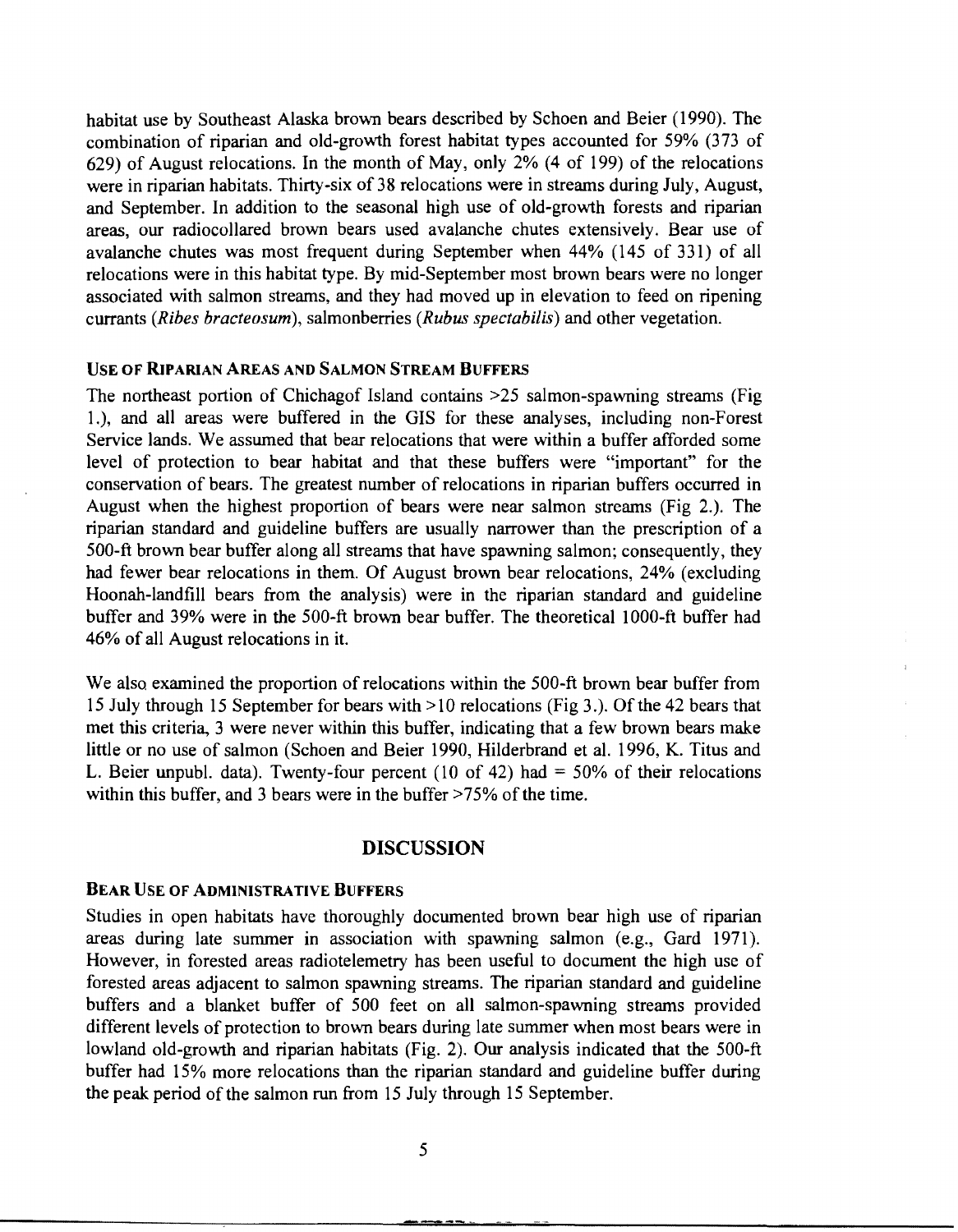habitat use by Southeast Alaska brown bears described by Schoen and Beier (1990). The combination of riparian and old-growth forest habitat types accounted for 59% (373 of 629) of August relocations. In the month of May, only 2% (4 of 199) of the relocations were in riparian habitats. Thirty-six of 38 relocations were in streams during July, August, and September. In addition to the seasonal high use of old-growth forests and riparian areas, our radiocollared brown bears used avalanche chutes extensively. Bear use of avalanche chutes was most frequent during September when 44% (145 of 331) of all relocations were in this habitat type. By mid-September most brown bears were no longer associated with salmon streams, and they had moved up in elevation to feed on ripening currants (*Ribes bracteosum*), salmonberries (*Rubus spectabilis*) and other vegetation.

### USE OF RIPARIAN AREAS AND SALMON STREAM BUFFERS

The northeast portion of Chichagof Island contains >25 salmon-spawning streams (Fig 1.), and all areas were buffered in the GIS for these analyses, including non-Forest Service lands. We assumed that bear relocations that were within a buffer afforded some level of protection to bear habitat and that these buffers were "important" for the conservation of bears. The greatest number of relocations in riparian buffers occurred in August when the highest proportion of bears were near salmon streams (Fig 2.). The riparian standard and guideline buffers are usually narrower than the prescription of a 500-ft brown bear buffer along all streams that have spawning salmon; consequently, they had fewer bear relocations in them. Of August brown bear relocations, 24% (excluding Hoonah-landfill bears from the analysis) were in the riparian standard and guideline buffer and 39% were in the 500-ft brown bear buffer. The theoretical 1000-ft buffer had 46% of all August relocations in it.

We also examined the proportion of relocations within the 500-ft brown bear buffer from 15 July through 15 September for bears with >10 relocations (Fig 3.). Of the 42 bears that met this criteria, 3 were never within this buffer, indicating that a few brown bears make little or no use of salmon (Schoen and Beier 1990, Hilderbrand et al. 1996, K. Titus and L. Beier unpubl. data). Twenty-four percent (10 of 42) had = 50% of their relocations within this buffer, and 3 bears were in the buffer >75% of the time.

## DISCUSSION

### BEAR USE OF ADMINISTRATIVE BUFFERS

Studies in open habitats have thoroughly documented brown bear high use of riparian areas during late summer in association with spawning salmon (e.g., Gard 1971). However, in forested areas radiotelemetry has been useful to document the high use of forested areas adjacent to salmon spawning streams. The riparian standard and guideline buffers and a blanket buffer of 500 feet on all salmon-spawning streams provided different levels of protection to brown bears during late summer when most bears were in lowland old-growth and riparian habitats (Fig. 2). Our analysis indicated that the 500-ft buffer had 15% more relocations than the riparian standard and guideline buffer during the peak period of the salmon run from 15 July through 15 September.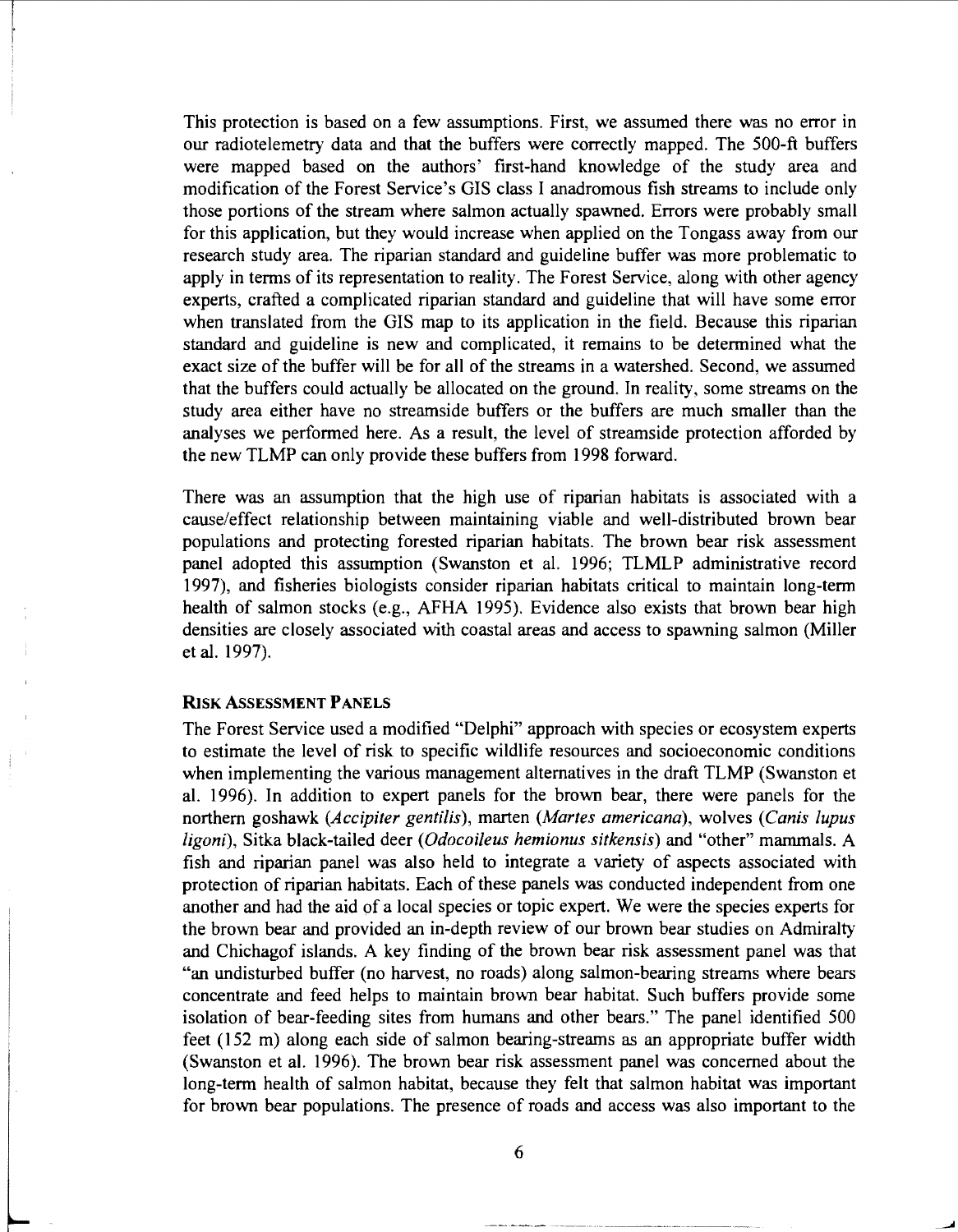This protection is based on a few assumptions. First, we assumed there was no error in our radiotelemetry data and that the buffers were correctly mapped. The 500-ft buffers were mapped based on the authors' first-hand knowledge of the study area and modification of the Forest Service's GIS class I anadromous fish streams to include only those portions of the stream where salmon actually spawned. Errors were probably small for this application, but they would increase when applied on the Tongass away from our research study area. The riparian standard and guideline buffer was more problematic to apply in terms of its representation to reality. The Forest Service, along with other agency experts, crafted a complicated riparian standard and guideline that will have some error when translated from the GIS map to its application in the field. Because this riparian standard and guideline is new and complicated, it remains to be determined what the exact size of the buffer will be for all of the streams in a watershed. Second, we assumed that the buffers could actually be allocated on the ground. In reality, some streams on the study area either have no streamside buffers or the buffers are much smaller than the analyses we performed here. As a result, the level of streamside protection afforded by the new TLMP can only provide these buffers from 1998 forward.

There was an assumption that the high use of riparian habitats is associated with a cause/effect relationship between maintaining viable and well-distributed brown bear populations and protecting forested riparian habitats. The brown bear risk assessment panel adopted this assumption (Swanston et al. 1996; TLMLP administrative record 1997), and fisheries biologists consider riparian habitats critical to maintain long-term health of salmon stocks (e.g., AFHA 1995). Evidence also exists that brown bear high densities are closely associated with coastal areas and access to spawning salmon (Miller et al. 1997).

### Risk Assessment Panels

The Forest Service used a modified "Delphi" approach with species or ecosystem experts to estimate the level of risk to specific wildlife resources and socioeconomic conditions when implementing the various management alternatives in the draft TLMP (Swanston et al. 1996). In addition to expert panels for the brown bear, there were panels for the northern goshawk (*Accipiter gentilis*), marten (*Martes americana*), wolves (*Canis lupus ligoni*), Sitka black-tailed deer (*Odocoileus hemionus sitkensis*) and "other" mammals. A fish and riparian panel was also held to integrate a variety of aspects associated with protection of riparian habitats. Each of these panels was conducted independent from one another and had the aid of a local species or topic expert. We were the species experts for the brown bear and provided an in-depth review of our brown bear studies on Admiralty and Chichagof islands. A key finding of the brown bear risk assessment panel was that "an undisturbed buffer (no harvest, no roads) along salmon-bearing streams where bears concentrate and feed helps to maintain brown bear habitat. Such buffers provide some isolation of bear-feeding sites from humans and other bears." The panel identified 500 feet (152 m) along each side of salmon bearing-streams as an appropriate buffer width (Swanston et al. 1996). The brown bear risk assessment panel was concerned about the long-term health of salmon habitat, because they felt that salmon habitat was important for brown bear populations. The presence of roads and access was also important to the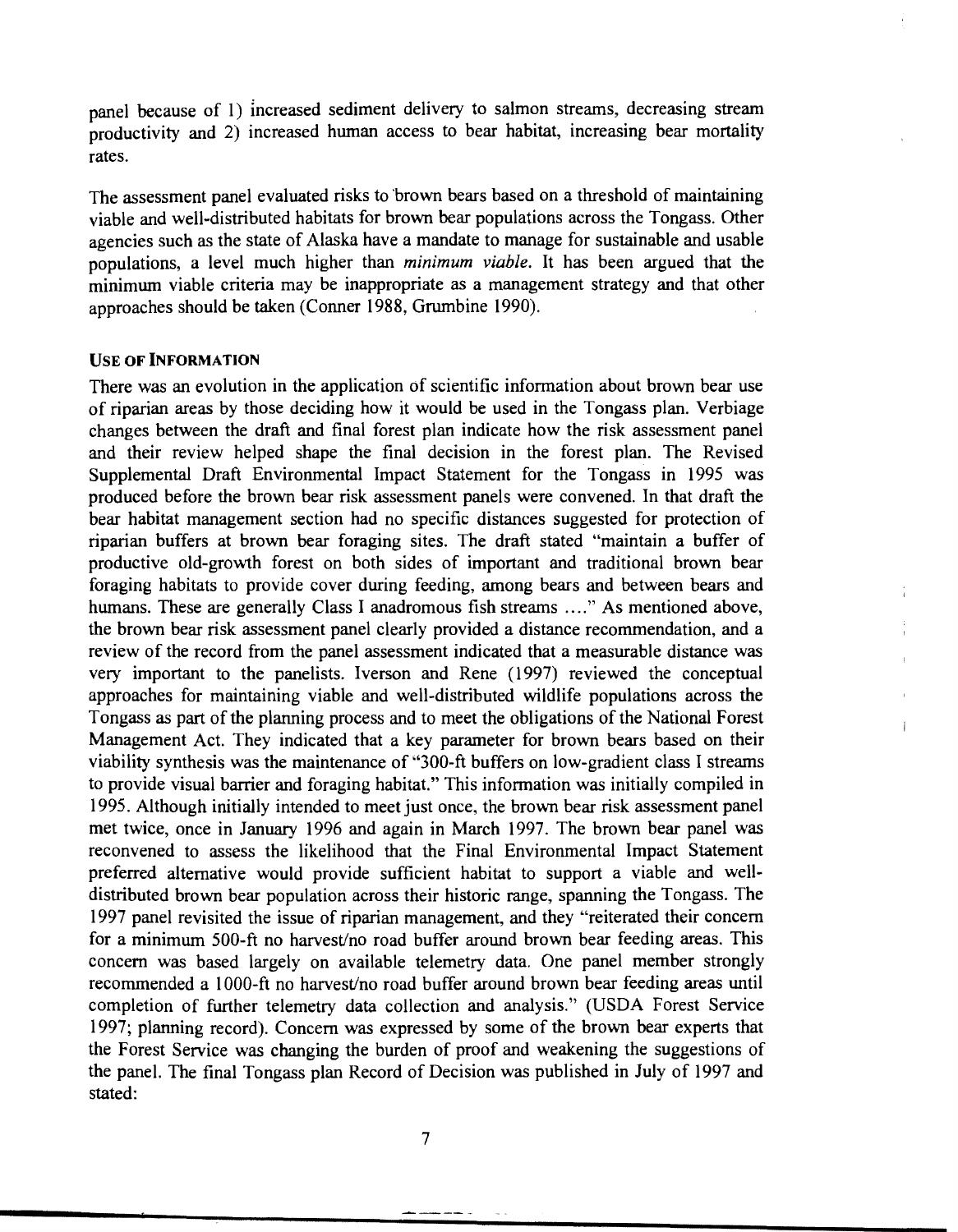panel because of 1) increased sediment delivery to salmon streams, decreasing stream productivity and 2) increased human access to bear habitat, increasing bear mortality rates.

The assessment panel evaluated risks to brown bears based on a threshold of maintaining viable and well-distributed habitats for brown bear populations across the Tongass. Other agencies such as the state of Alaska have a mandate to manage for sustainable and usable populations, a level much higher than *minimum viable*. It has been argued that the minimum viable criteria may be inappropriate as a management strategy and that other approaches should be taken (Conner 1988, Grumbine 1990).

## USE OF INFORMATION

There was an evolution in the application of scientific information about brown bear use of riparian areas by those deciding how it would be used in the Tongass plan. Verbiage changes between the draft and final forest plan indicate how the risk assessment panel and their review helped shape the final decision in the forest plan. The Revised Supplemental Draft Environmental Impact Statement for the Tongass in 1995 was produced before the brown bear risk assessment panels were convened. In that draft the bear habitat management section had no specific distances suggested for protection of riparian buffers at brown bear foraging sites. The draft stated "maintain a buffer of productive old-growth forest on both sides of important and traditional brown bear foraging habitats to provide cover during feeding, among bears and between bears and humans. These are generally Class I anadromous fish streams ...." As mentioned above, the brown bear risk assessment panel clearly provided a distance recommendation, and a review of the record from the panel assessment indicated that a measurable distance was very important to the panelists. Iverson and Rene (1997) reviewed the conceptual approaches for maintaining viable and well-distributed wildlife populations across the Tongass as part of the planning process and to meet the obligations of the National Forest Management Act. They indicated that a key parameter for brown bears based on their viability synthesis was the maintenance of "300-ft buffers on low-gradient class I streams to provide visual barrier and foraging habitat." This information was initially compiled in 1995. Although initially intended to meet just once, the brown bear risk assessment panel met twice, once in January 1996 and again in March 1997. The brown bear panel was reconvened to assess the likelihood that the Final Environmental Impact Statement preferred alternative would provide sufficient habitat to support a viable and well-distributed brown bear population across their historic range, spanning the Tongass. The 1997 panel revisited the issue of riparian management, and they "reiterated their concern for a minimum 500-ft no harvest/no road buffer around brown bear feeding areas. This concern was based largely on available telemetry data. One panel member strongly recommended a 1000-ft no harvest/no road buffer around brown bear feeding areas until completion of further telemetry data collection and analysis." (USDA Forest Service 1997; planning record). Concern was expressed by some of the brown bear experts that the Forest Service was changing the burden of proof and weakening the suggestions of the panel. The final Tongass plan Record of Decision was published in July of 1997 and stated: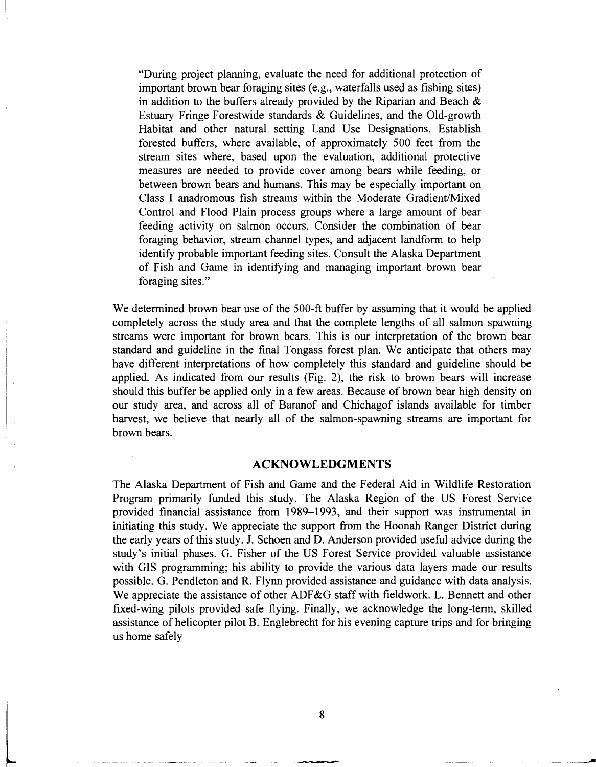> "During project planning, evaluate the need for additional protection of important brown bear foraging sites (e.g., waterfalls used as fishing sites) in addition to the buffers already provided by the Riparian and Beach & Estuary Fringe Forestwide standards & Guidelines, and the Old-growth Habitat and other natural setting Land Use Designations. Establish forested buffers, where available, of approximately 500 feet from the stream sites where, based upon the evaluation, additional protective measures are needed to provide cover among bears while feeding, or between brown bears and humans. This may be especially important on Class I anadromous fish streams within the Moderate Gradient/Mixed Control and Flood Plain process groups where a large amount of bear feeding activity on salmon occurs. Consider the combination of bear foraging behavior, stream channel types, and adjacent landform to help identify probable important feeding sites. Consult the Alaska Department of Fish and Game in identifying and managing important brown bear foraging sites."

We determined brown bear use of the 500-ft buffer by assuming that it would be applied completely across the study area and that the complete lengths of all salmon spawning streams were important for brown bears. This is our interpretation of the brown bear standard and guideline in the final Tongass forest plan. We anticipate that others may have different interpretations of how completely this standard and guideline should be applied. As indicated from our results (Fig. 2), the risk to brown bears will increase should this buffer be applied only in a few areas. Because of brown bear high density on our study area, and across all of Baranof and Chichagof islands available for timber harvest, we believe that nearly all of the salmon-spawning streams are important for brown bears.

## ACKNOWLEDGMENTS

The Alaska Department of Fish and Game and the Federal Aid in Wildlife Restoration Program primarily funded this study. The Alaska Region of the US Forest Service provided financial assistance from 1989–1993, and their support was instrumental in initiating this study. We appreciate the support from the Hoonah Ranger District during the early years of this study. J. Schoen and D. Anderson provided useful advice during the study's initial phases. G. Fisher of the US Forest Service provided valuable assistance with GIS programming; his ability to provide the various data layers made our results possible. G. Pendleton and R. Flynn provided assistance and guidance with data analysis. We appreciate the assistance of other ADF&G staff with fieldwork. L. Bennett and other fixed-wing pilots provided safe flying. Finally, we acknowledge the long-term, skilled assistance of helicopter pilot B. Englebrecht for his evening capture trips and for bringing us home safely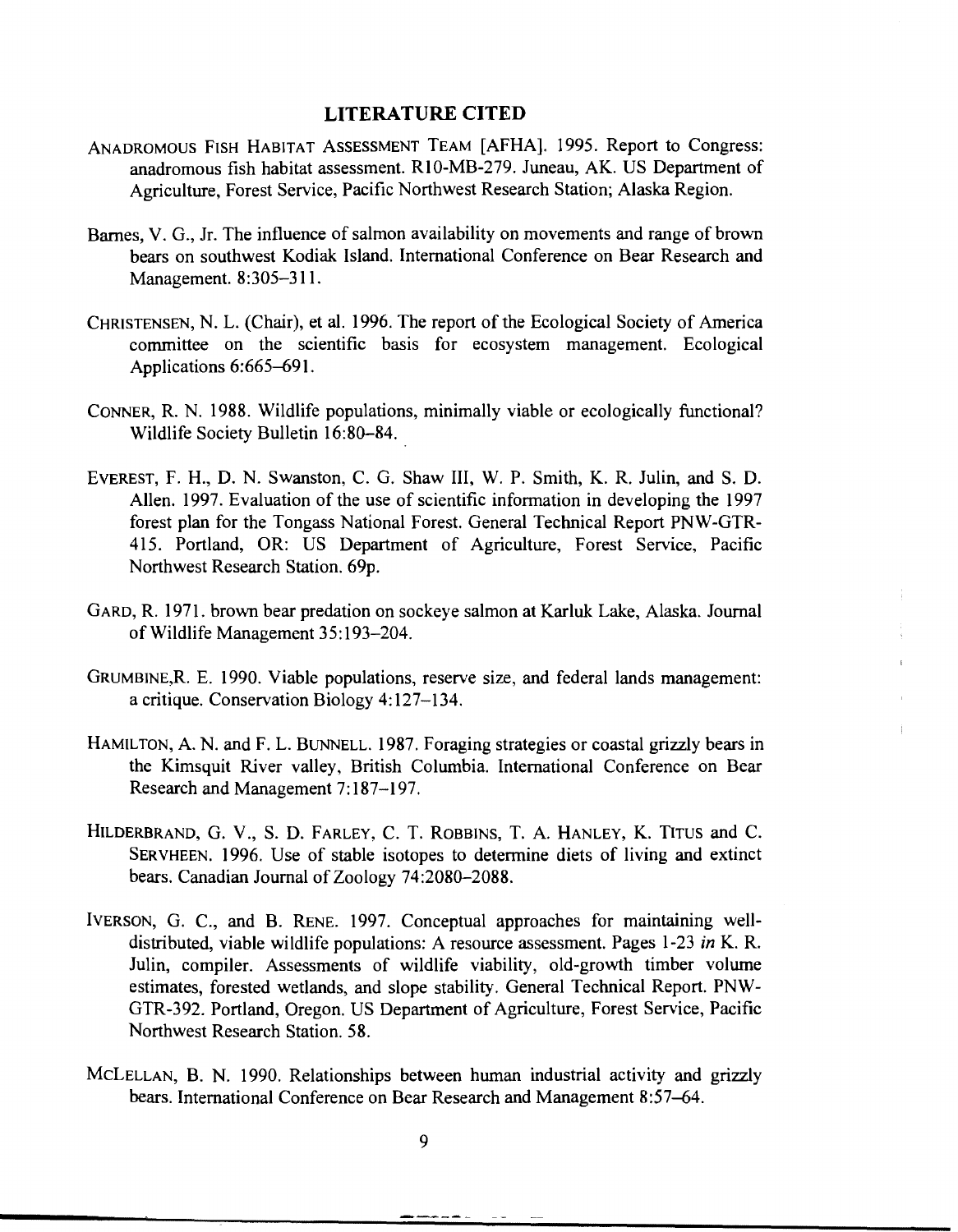## LITERATURE CITED

ANADROMOUS FISH HABITAT ASSESSMENT TEAM [AFHA]. 1995. Report to Congress: anadromous fish habitat assessment. R10-MB-279. Juneau, AK. US Department of Agriculture, Forest Service, Pacific Northwest Research Station; Alaska Region.

Barnes, V. G., Jr. The influence of salmon availability on movements and range of brown bears on southwest Kodiak Island. International Conference on Bear Research and Management. 8:305–311.

CHRISTENSEN, N. L. (Chair), et al. 1996. The report of the Ecological Society of America committee on the scientific basis for ecosystem management. Ecological Applications 6:665–691.

CONNER, R. N. 1988. Wildlife populations, minimally viable or ecologically functional? Wildlife Society Bulletin 16:80–84.

EVEREST, F. H., D. N. Swanston, C. G. Shaw III, W. P. Smith, K. R. Julin, and S. D. Allen. 1997. Evaluation of the use of scientific information in developing the 1997 forest plan for the Tongass National Forest. General Technical Report PNW-GTR-415. Portland, OR: US Department of Agriculture, Forest Service, Pacific Northwest Research Station. 69p.

GARD, R. 1971. brown bear predation on sockeye salmon at Karluk Lake, Alaska. Journal of Wildlife Management 35:193–204.

GRUMBINE,R. E. 1990. Viable populations, reserve size, and federal lands management: a critique. Conservation Biology 4:127–134.

HAMILTON, A. N. and F. L. BUNNELL. 1987. Foraging strategies or coastal grizzly bears in the Kimsquit River valley, British Columbia. International Conference on Bear Research and Management 7:187–197.

HILDERBRAND, G. V., S. D. FARLEY, C. T. ROBBINS, T. A. HANLEY, K. TITUS and C. SERVHEEN. 1996. Use of stable isotopes to determine diets of living and extinct bears. Canadian Journal of Zoology 74:2080–2088.

IVERSON, G. C., and B. RENE. 1997. Conceptual approaches for maintaining well-distributed, viable wildlife populations: A resource assessment. Pages 1-23 *in* K. R. Julin, compiler. Assessments of wildlife viability, old-growth timber volume estimates, forested wetlands, and slope stability. General Technical Report. PNW-GTR-392. Portland, Oregon. US Department of Agriculture, Forest Service, Pacific Northwest Research Station. 58.

MCLELLAN, B. N. 1990. Relationships between human industrial activity and grizzly bears. International Conference on Bear Research and Management 8:57–64.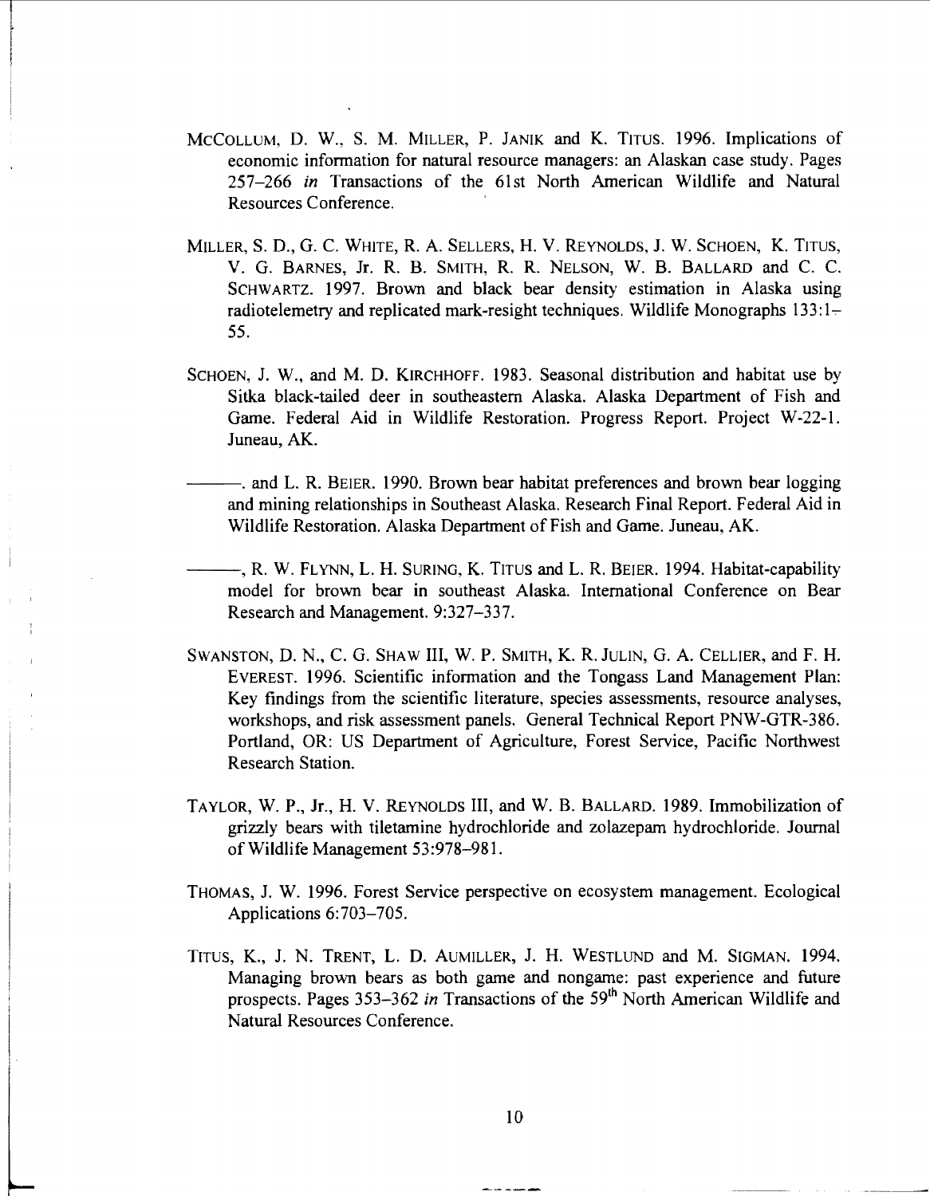McCollum, D. W., S. M. Miller, P. Janik and K. Titus. 1996. Implications of economic information for natural resource managers: an Alaskan case study. Pages 257–266 *in* Transactions of the 61st North American Wildlife and Natural Resources Conference.

Miller, S. D., G. C. White, R. A. Sellers, H. V. Reynolds, J. W. Schoen, K. Titus, V. G. Barnes, Jr. R. B. Smith, R. R. Nelson, W. B. Ballard and C. C. Schwartz. 1997. Brown and black bear density estimation in Alaska using radiotelemetry and replicated mark-resight techniques. Wildlife Monographs 133:1–55.

Schoen, J. W., and M. D. Kirchhoff. 1983. Seasonal distribution and habitat use by Sitka black-tailed deer in southeastern Alaska. Alaska Department of Fish and Game. Federal Aid in Wildlife Restoration. Progress Report. Project W-22-1. Juneau, AK.

———. and L. R. Beier. 1990. Brown bear habitat preferences and brown bear logging and mining relationships in Southeast Alaska. Research Final Report. Federal Aid in Wildlife Restoration. Alaska Department of Fish and Game. Juneau, AK.

———, R. W. Flynn, L. H. Suring, K. Titus and L. R. Beier. 1994. Habitat-capability model for brown bear in southeast Alaska. International Conference on Bear Research and Management. 9:327–337.

Swanston, D. N., C. G. Shaw III, W. P. Smith, K. R. Julin, G. A. Cellier, and F. H. Everest. 1996. Scientific information and the Tongass Land Management Plan: Key findings from the scientific literature, species assessments, resource analyses, workshops, and risk assessment panels. General Technical Report PNW-GTR-386. Portland, OR: US Department of Agriculture, Forest Service, Pacific Northwest Research Station.

Taylor, W. P., Jr., H. V. Reynolds III, and W. B. Ballard. 1989. Immobilization of grizzly bears with tiletamine hydrochloride and zolazepam hydrochloride. Journal of Wildlife Management 53:978–981.

Thomas, J. W. 1996. Forest Service perspective on ecosystem management. Ecological Applications 6:703–705.

Titus, K., J. N. Trent, L. D. Aumiller, J. H. Westlund and M. Sigman. 1994. Managing brown bears as both game and nongame: past experience and future prospects. Pages 353–362 *in* Transactions of the 59th North American Wildlife and Natural Resources Conference.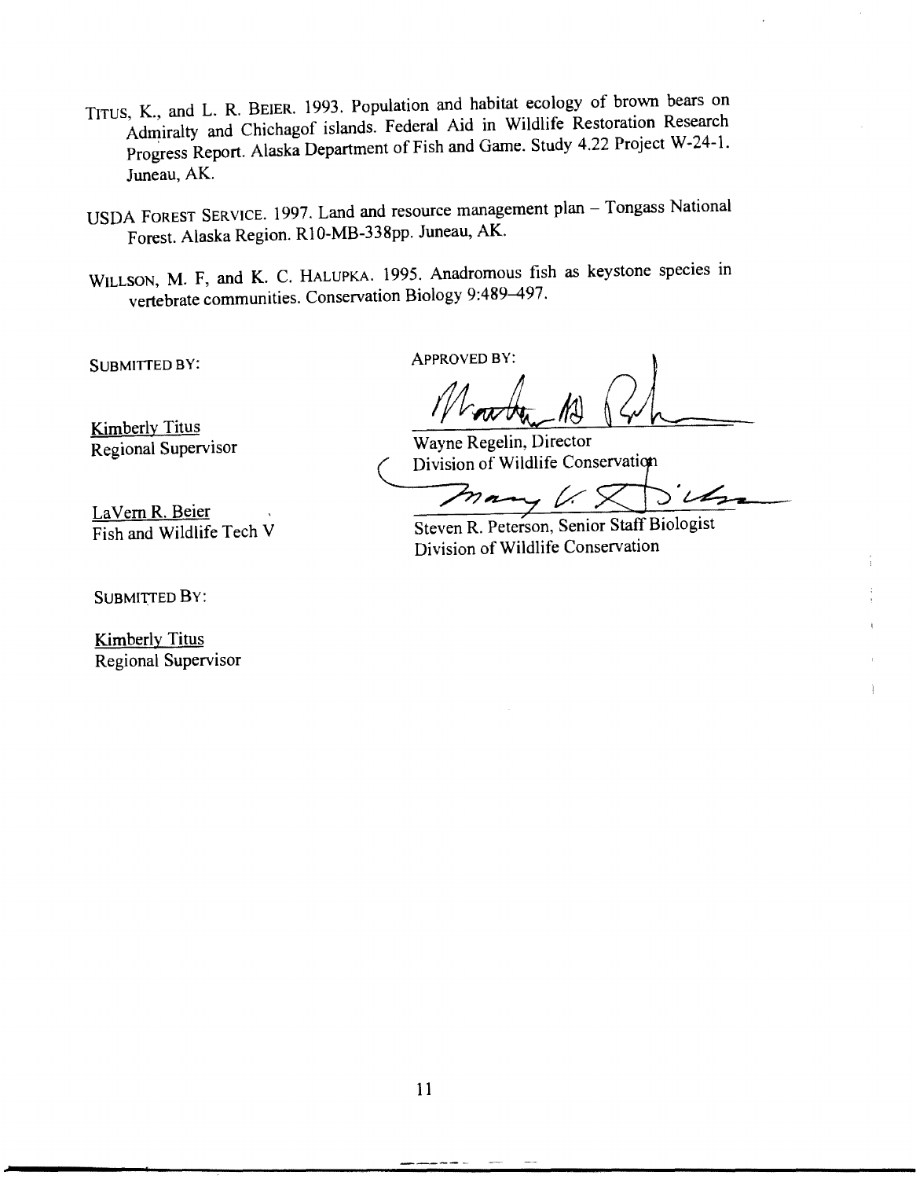TITUS, K., and L. R. BEIER. 1993. Population and habitat ecology of brown bears on Admiralty and Chichagof islands. Federal Aid in Wildlife Restoration Research Progress Report. Alaska Department of Fish and Game. Study 4.22 Project W-24-1. Juneau, AK.

USDA FOREST SERVICE. 1997. Land and resource management plan – Tongass National Forest. Alaska Region. R10-MB-338pp. Juneau, AK.

WILLSON, M. F, and K. C. HALUPKA. 1995. Anadromous fish as keystone species in vertebrate communities. Conservation Biology 9:489–497.

SUBMITTED BY:

Kimberly Titus
Regional Supervisor

LaVern R. Beier
Fish and Wildlife Tech V

APPROVED BY:

Wayne Regelin, Director
Division of Wildlife Conservation

Steven R. Peterson, Senior Staff Biologist
Division of Wildlife Conservation

SUBMITTED BY:

Kimberly Titus
Regional Supervisor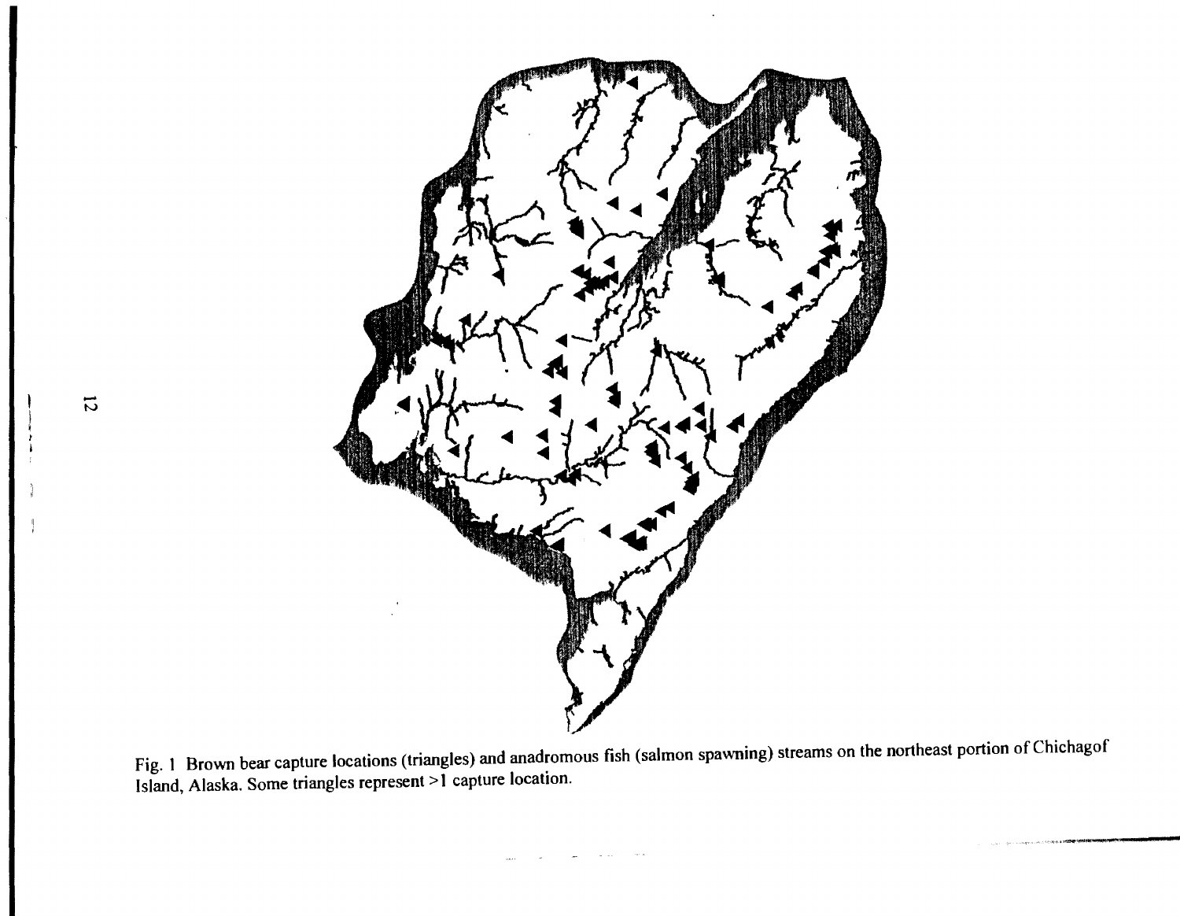Fig. 1 Brown bear capture locations (triangles) and anadromous fish (salmon spawning) streams on the northeast portion of Chichagof Island, Alaska. Some triangles represent >1 capture location.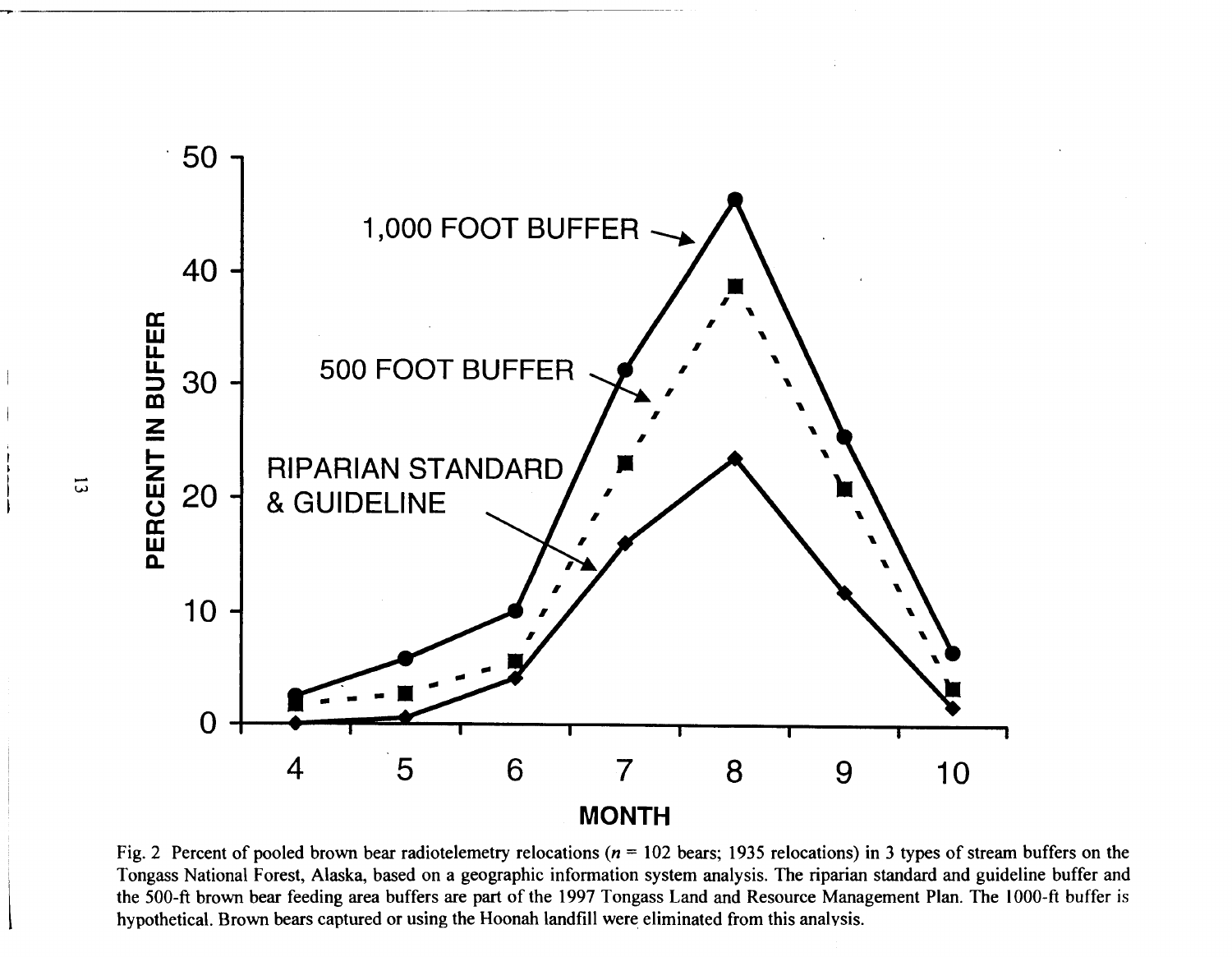Fig. 2 Percent of pooled brown bear radiotelemetry relocations ($n$ = 102 bears; 1935 relocations) in 3 types of stream buffers on the Tongass National Forest, Alaska, based on a geographic information system analysis. The riparian standard and guideline buffer and the 500-ft brown bear feeding area buffers are part of the 1997 Tongass Land and Resource Management Plan. The 1000-ft buffer is hypothetical. Brown bears captured or using the Hoonah landfill were eliminated from this analysis.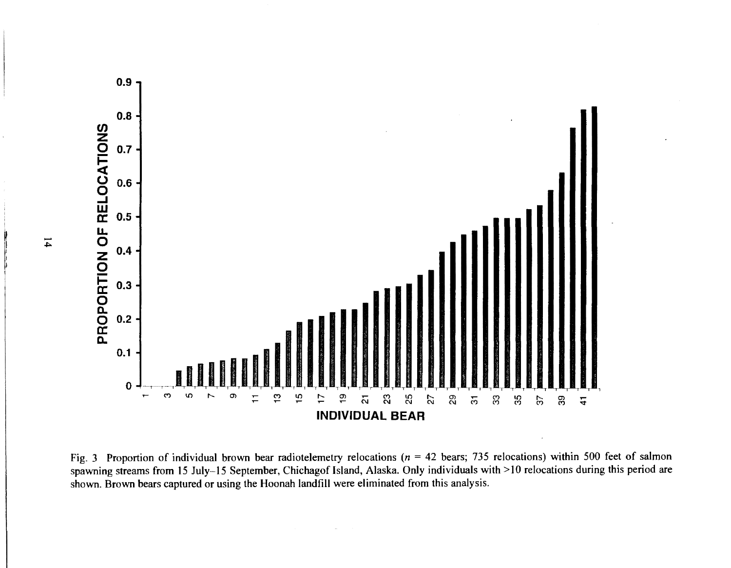Fig. 3 Proportion of individual brown bear radiotelemetry relocations ($n$ = 42 bears; 735 relocations) within 500 feet of salmon spawning streams from 15 July–15 September, Chichagof Island, Alaska. Only individuals with >10 relocations during this period are shown. Brown bears captured or using the Hoonah landfill were eliminated from this analysis.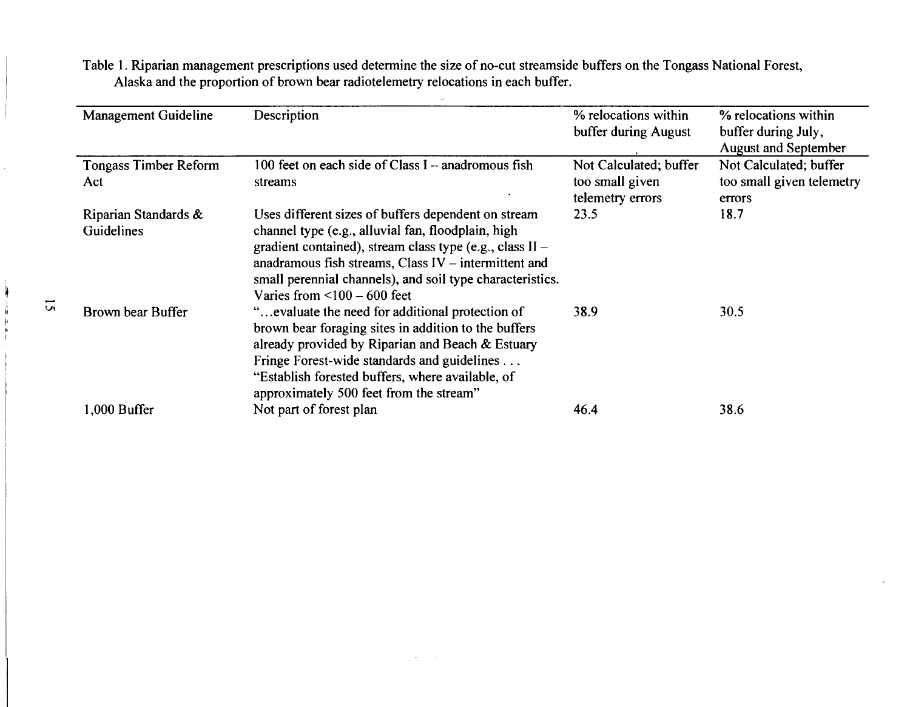Table 1. Riparian management prescriptions used determine the size of no-cut streamside buffers on the Tongass National Forest, Alaska and the proportion of brown bear radiotelemetry relocations in each buffer.

| Management Guideline | Description | % relocations within buffer during August | % relocations within buffer during July, August and September |
|---|---|---|---|
| Tongass Timber Reform Act | 100 feet on each side of Class I – anadromous fish streams | Not Calculated; buffer too small given telemetry errors | Not Calculated; buffer too small given telemetry errors |
| Riparian Standards & Guidelines | Uses different sizes of buffers dependent on stream channel type (e.g., alluvial fan, floodplain, high gradient contained), stream class type (e.g., class II – anadromous fish streams, Class IV – intermittent and small perennial channels), and soil type characteristics. Varies from <100 – 600 feet | 23.5 | 18.7 |
| Brown bear Buffer | "...evaluate the need for additional protection of brown bear foraging sites in addition to the buffers already provided by Riparian and Beach & Estuary Fringe Forest-wide standards and guidelines . . . "Establish forested buffers, where available, of approximately 500 feet from the stream" | 38.9 | 30.5 |
| 1,000 Buffer | Not part of forest plan | 46.4 | 38.6 |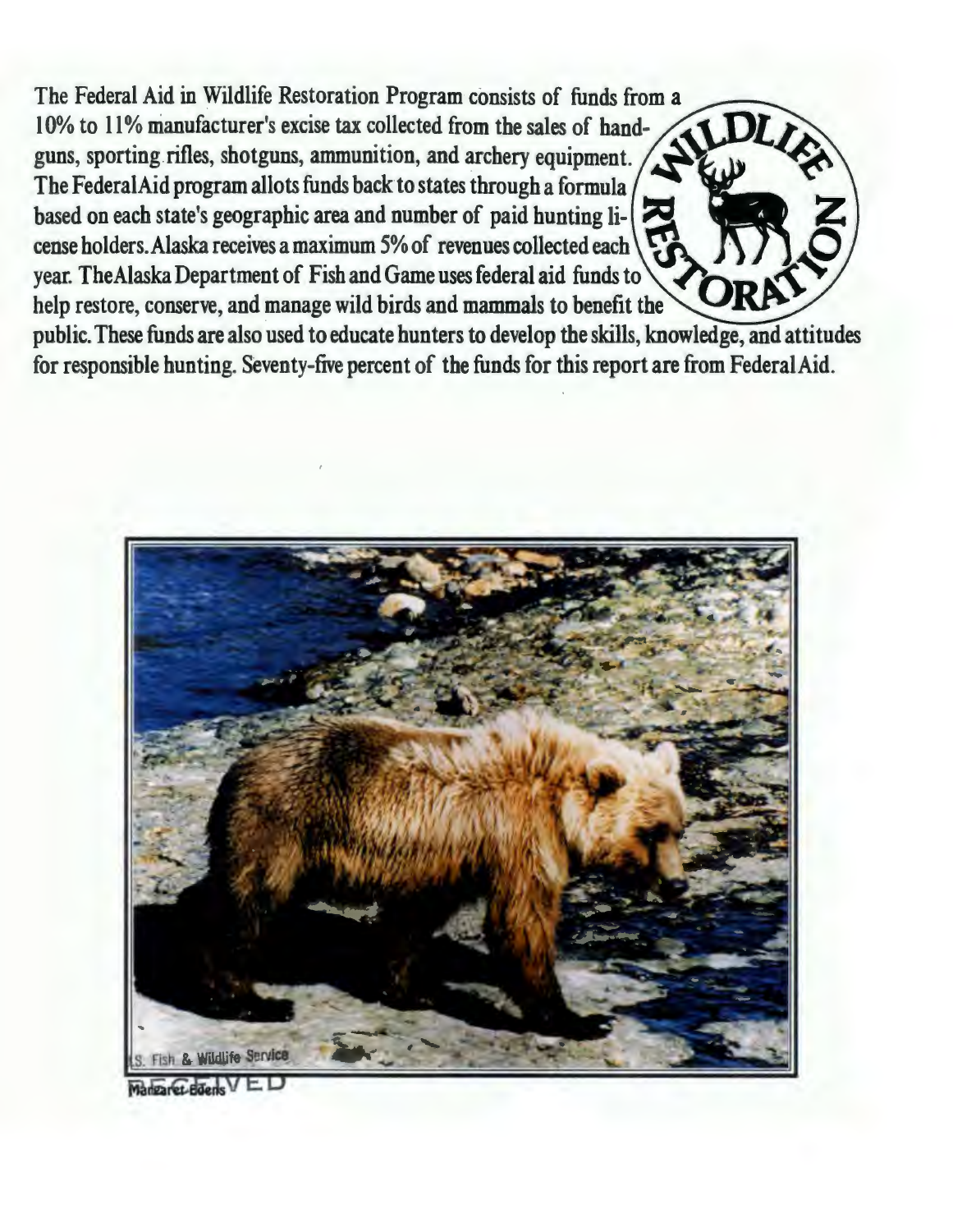The Federal Aid in Wildlife Restoration Program consists of funds from a 10% to 11% manufacturer's excise tax collected from the sales of handguns, sporting rifles, shotguns, ammunition, and archery equipment. The Federal Aid program allots funds back to states through a formula based on each state's geographic area and number of paid hunting license holders. Alaska receives a maximum 5% of revenues collected each year. The Alaska Department of Fish and Game uses federal aid funds to help restore, conserve, and manage wild birds and mammals to benefit the public. These funds are also used to educate hunters to develop the skills, knowledge, and attitudes for responsible hunting. Seventy-five percent of the funds for this report are from Federal Aid.

U.S. Fish & Wildlife Service
Margaret Edens